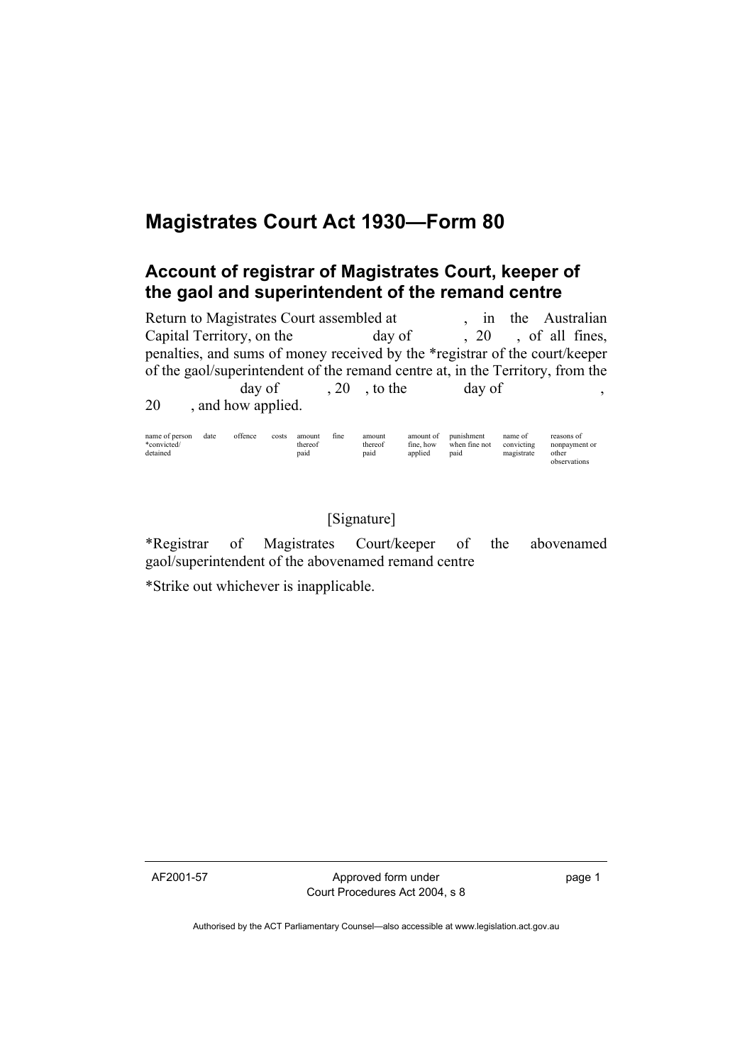# Magistrates Court Act 1930—Form 80

## Account of registrar of Magistrates Court, keeper of the gaol and superintendent of the remand centre

Return to Magistrates Court assembled at , in the Australian Capital Territory, on the day of , 20 , of all fines, penalties, and sums of money received by the *registrar of the court/keeper of the gaol/superintendent of the remand centre at, in the Territory, from the day of , 20 , to the day of , 20 , and how applied.

| name of person *convicted/ detained | date | offence | costs | amount thereof paid | fine | amount thereof paid | amount of fine, how applied | punishment when fine not paid | name of convicting magistrate | reasons of nonpayment or other observations |
|---|---|---|---|---|---|---|---|---|---|---|
| | | | | | | | | | | |

[Signature]

*Registrar of Magistrates Court/keeper of the abovenamed gaol/superintendent of the abovenamed remand centre

*Strike out whichever is inapplicable.

AF2001-57

Approved form under Court Procedures Act 2004, s 8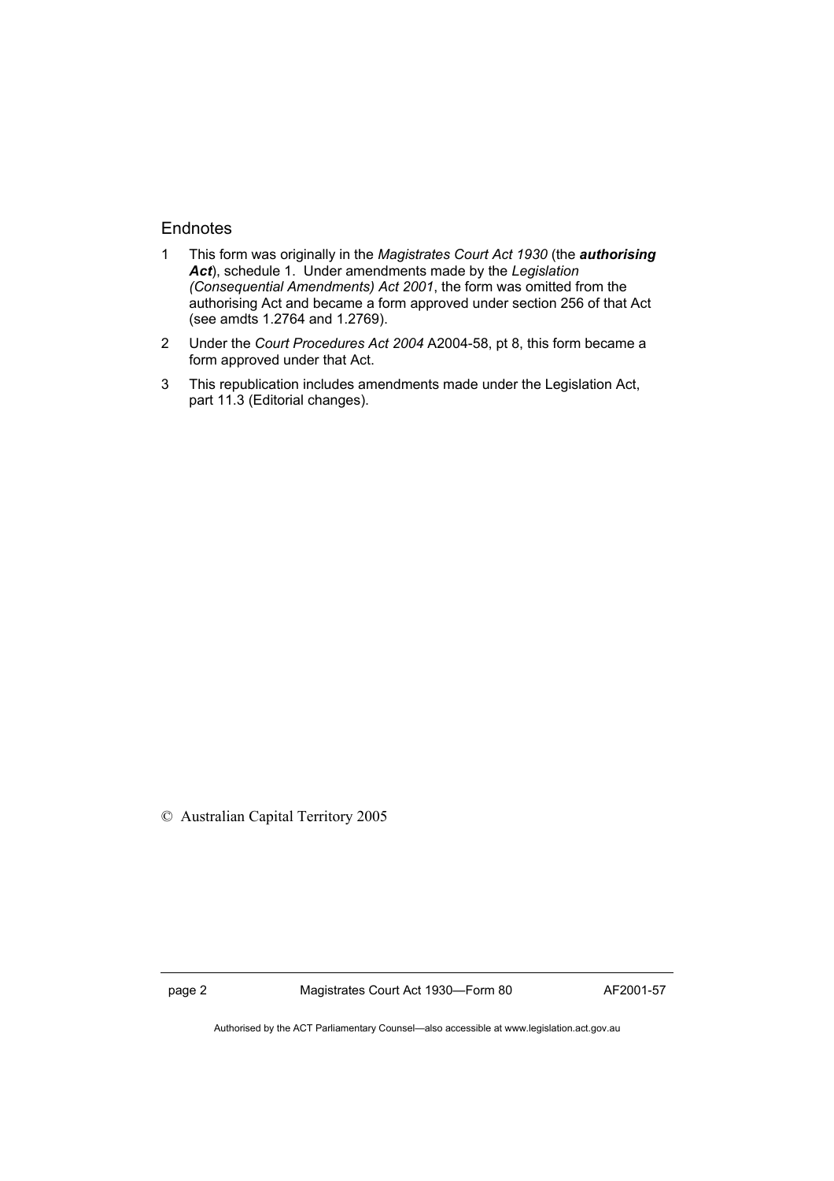## Endnotes

1. This form was originally in the *Magistrates Court Act 1930* (the ***authorising Act***), schedule 1. Under amendments made by the *Legislation (Consequential Amendments) Act 2001*, the form was omitted from the authorising Act and became a form approved under section 256 of that Act (see amdts 1.2764 and 1.2769).
2. Under the *Court Procedures Act 2004* A2004-58, pt 8, this form became a form approved under that Act.
3. This republication includes amendments made under the Legislation Act, part 11.3 (Editorial changes).

© Australian Capital Territory 2005